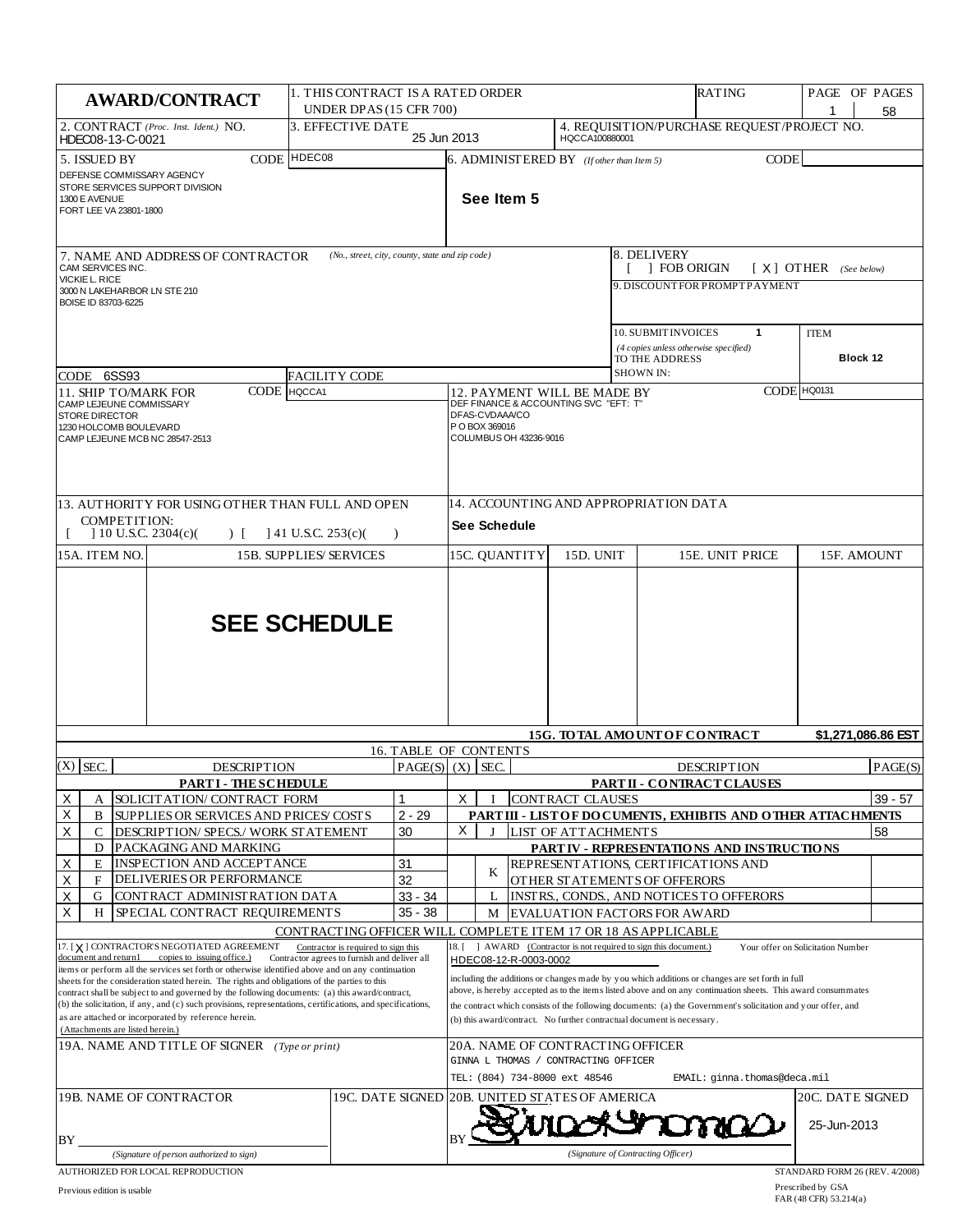# AWARD/CONTRACT

| | |
|---|---|
| 1. THIS CONTRACT IS A RATED ORDER UNDER DPAS (15 CFR 700) | RATING |
| PAGE OF PAGES | 1 / 58 |
| 2. CONTRACT *(Proc. Inst. Ident.)* NO. | HDEC08-13-C-0021 |
| 3. EFFECTIVE DATE | 25 Jun 2013 |
| 4. REQUISITION/PURCHASE REQUEST/PROJECT NO. | HQCCA100880001 |
| 5. ISSUED BY — CODE HDEC08 | DEFENSE COMMISSARY AGENCY<br>STORE SERVICES SUPPORT DIVISION<br>1300 E AVENUE<br>FORT LEE VA 23801-1800 |
| 6. ADMINISTERED BY *(If other than Item 5)* — CODE | See Item 5 |
| 7. NAME AND ADDRESS OF CONTRACTOR *(No., street, city, county, state and zip code)* | CAM SERVICES INC.<br>VICKIE L. RICE<br>3000 N LAKEHARBOR LN STE 210<br>BOISE ID 83703-6225 |
| CODE | 6SS93 |
| FACILITY CODE | |
| 8. DELIVERY | [ ] FOB ORIGIN [ X ] OTHER *(See below)* |
| 9. DISCOUNT FOR PROMPT PAYMENT | |
| 10. SUBMIT INVOICES *(4 copies unless otherwise specified)* TO THE ADDRESS SHOWN IN: | 1 — ITEM Block 12 |
| 11. SHIP TO/MARK FOR — CODE HQCCA1 | CAMP LEJEUNE COMMISSARY<br>STORE DIRECTOR<br>1230 HOLCOMB BOULEVARD<br>CAMP LEJEUNE MCB NC 28547-2513 |
| 12. PAYMENT WILL BE MADE BY — CODE HQ0131 | DEF FINANCE & ACCOUNTING SVC "EFT: T"<br>DFAS-CVDAAA/CO<br>P O BOX 369016<br>COLUMBUS OH 43236-9016 |
| 13. AUTHORITY FOR USING OTHER THAN FULL AND OPEN COMPETITION: | [ ] 10 U.S.C. 2304(c)( ) [ ] 41 U.S.C. 253(c)( ) |
| 14. ACCOUNTING AND APPROPRIATION DATA | See Schedule |

| 15A. ITEM NO. | 15B. SUPPLIES/ SERVICES | 15C. QUANTITY | 15D. UNIT | 15E. UNIT PRICE | 15F. AMOUNT |
|---|---|---|---|---|---|
| | **SEE SCHEDULE** | | | | |
| | | | | **15G. TOTAL AMOUNT OF CONTRACT** | **$1,271,086.86 EST** |

## 16. TABLE OF CONTENTS

| (X) | SEC. | DESCRIPTION | PAGE(S) | (X) | SEC. | DESCRIPTION | PAGE(S) |
|---|---|---|---|---|---|---|---|
| | | **PART I - THE SCHEDULE** | | | | **PART II - CONTRACT CLAUSES** | |
| X | A | SOLICITATION/ CONTRACT FORM | 1 | X | I | CONTRACT CLAUSES | 39 - 57 |
| X | B | SUPPLIES OR SERVICES AND PRICES/ COSTS | 2 - 29 | | | **PART III - LIST OF DOCUMENTS, EXHIBITS AND OTHER ATTACHMENTS** | |
| X | C | DESCRIPTION/ SPECS./ WORK STATEMENT | 30 | X | J | LIST OF ATTACHMENTS | 58 |
| | D | PACKAGING AND MARKING | | | | **PART IV - REPRESENTATIONS AND INSTRUCTIONS** | |
| X | E | INSPECTION AND ACCEPTANCE | 31 | | K | REPRESENTATIONS, CERTIFICATIONS AND OTHER STATEMENTS OF OFFERORS | |
| X | F | DELIVERIES OR PERFORMANCE | 32 | | | | |
| X | G | CONTRACT ADMINISTRATION DATA | 33 - 34 | | L | INSTRS., CONDS., AND NOTICES TO OFFERORS | |
| X | H | SPECIAL CONTRACT REQUIREMENTS | 35 - 38 | | M | EVALUATION FACTORS FOR AWARD | |

CONTRACTING OFFICER WILL COMPLETE ITEM 17 OR 18 AS APPLICABLE

17. [ X ] CONTRACTOR'S NEGOTIATED AGREEMENT (Contractor is required to sign this document and return 1 copies to issuing office.) Contractor agrees to furnish and deliver all items or perform all the services set forth or otherwise identified above and on any continuation sheets for the consideration stated herein. The rights and obligations of the parties to this contract shall be subject to and governed by the following documents: (a) this award/contract, (b) the solicitation, if any, and (c) such provisions, representations, certifications, and specifications, as are attached or incorporated by reference herein. (Attachments are listed herein.)

18. [ ] AWARD (Contractor is not required to sign this document.) Your offer on Solicitation Number HDEC08-12-R-0003-0002 including the additions or changes made by you which additions or changes are set forth in full above, is hereby accepted as to the items listed above and on any continuation sheets. This award consummates the contract which consists of the following documents: (a) the Government's solicitation and your offer, and (b) this award/contract. No further contractual document is necessary.

| | |
|---|---|
| 19A. NAME AND TITLE OF SIGNER *(Type or print)* | |
| 20A. NAME OF CONTRACTING OFFICER | GINNA L THOMAS / CONTRACTING OFFICER<br>TEL: (804) 734-8000 ext 48546 EMAIL: ginna.thomas@deca.mil |
| 19B. NAME OF CONTRACTOR | BY ____________ *(Signature of person authorized to sign)* |
| 19C. DATE SIGNED | |
| 20B. UNITED STATES OF AMERICA | BY [signature] *(Signature of Contracting Officer)* |
| 20C. DATE SIGNED | 25-Jun-2013 |

AUTHORIZED FOR LOCAL REPRODUCTION
Previous edition is usable

STANDARD FORM 26 (REV. 4/2008)
Prescribed by GSA
FAR (48 CFR) 53.214(a)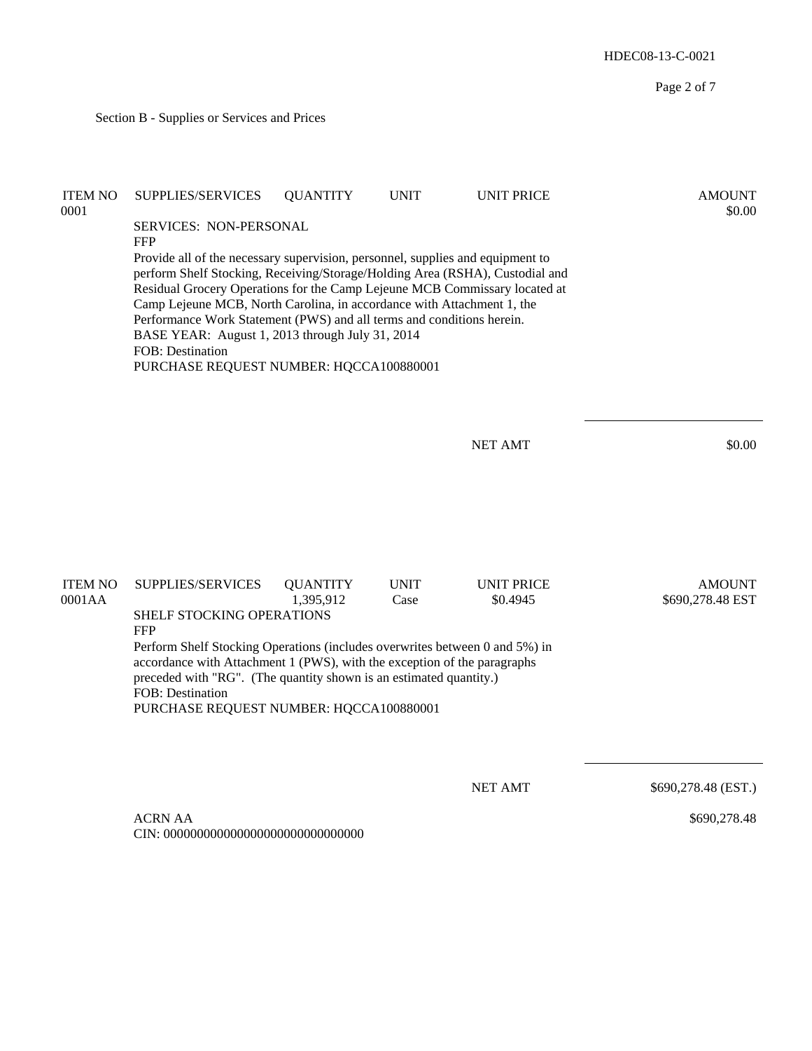Section B - Supplies or Services and Prices

| ITEM NO | SUPPLIES/SERVICES | QUANTITY | UNIT | UNIT PRICE | AMOUNT |
|---|---|---|---|---|---|
| 0001 | | | | | $0.00 |

SERVICES: NON-PERSONAL
FFP
Provide all of the necessary supervision, personnel, supplies and equipment to perform Shelf Stocking, Receiving/Storage/Holding Area (RSHA), Custodial and Residual Grocery Operations for the Camp Lejeune MCB Commissary located at Camp Lejeune MCB, North Carolina, in accordance with Attachment 1, the Performance Work Statement (PWS) and all terms and conditions herein.
BASE YEAR: August 1, 2013 through July 31, 2014
FOB: Destination
PURCHASE REQUEST NUMBER: HQCCA100880001

NET AMT $0.00

| ITEM NO | SUPPLIES/SERVICES | QUANTITY | UNIT | UNIT PRICE | AMOUNT |
|---|---|---|---|---|---|
| 0001AA | | 1,395,912 | Case | $0.4945 | $690,278.48 EST |

SHELF STOCKING OPERATIONS
FFP
Perform Shelf Stocking Operations (includes overwrites between 0 and 5%) in accordance with Attachment 1 (PWS), with the exception of the paragraphs preceded with "RG". (The quantity shown is an estimated quantity.)
FOB: Destination
PURCHASE REQUEST NUMBER: HQCCA100880001

NET AMT $690,278.48 (EST.)

ACRN AA $690,278.48
CIN: 000000000000000000000000000000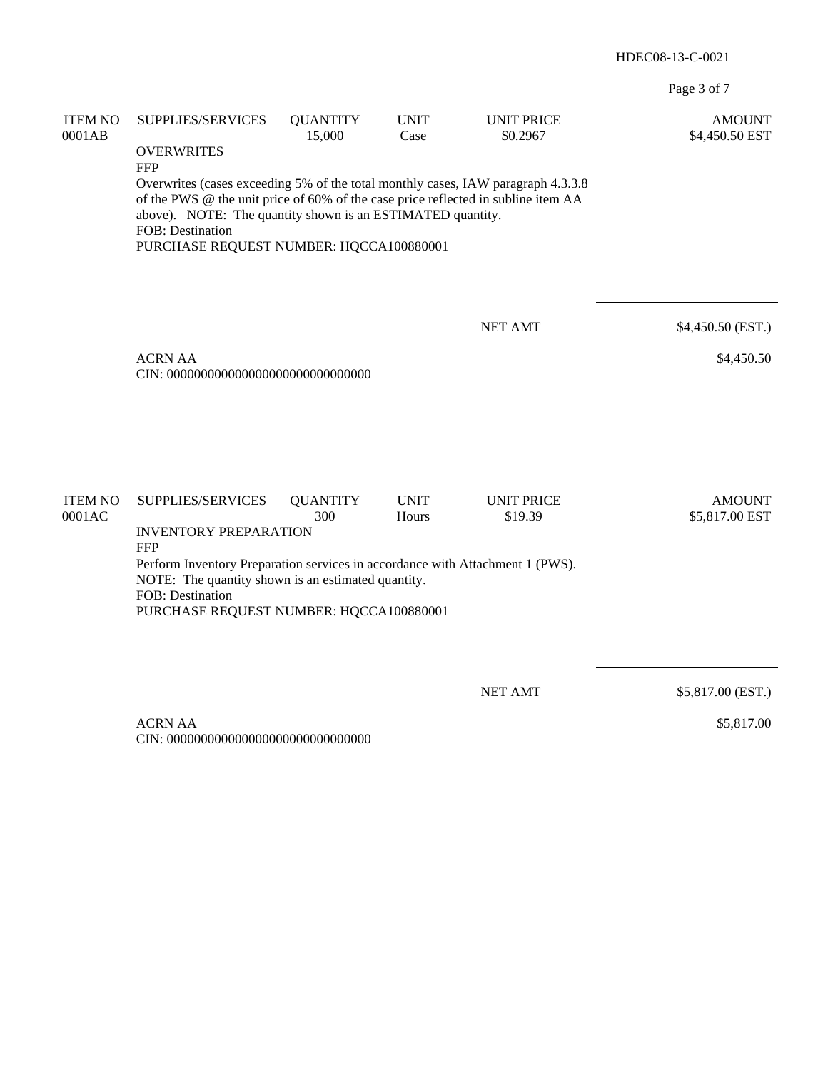| ITEM NO | SUPPLIES/SERVICES | QUANTITY | UNIT | UNIT PRICE | AMOUNT |
|---|---|---|---|---|---|
| 0001AB | | 15,000 | Case | $0.2967 | $4,450.50 EST |

OVERWRITES
FFP
Overwrites (cases exceeding 5% of the total monthly cases, IAW paragraph 4.3.3.8 of the PWS @ the unit price of 60% of the case price reflected in subline item AA above). NOTE: The quantity shown is an ESTIMATED quantity.
FOB: Destination
PURCHASE REQUEST NUMBER: HQCCA100880001

| | |
|---|---|
| NET AMT | $4,450.50 (EST.) |

ACRN AA
CIN: 000000000000000000000000000000 — $4,450.50

| ITEM NO | SUPPLIES/SERVICES | QUANTITY | UNIT | UNIT PRICE | AMOUNT |
|---|---|---|---|---|---|
| 0001AC | | 300 | Hours | $19.39 | $5,817.00 EST |

INVENTORY PREPARATION
FFP
Perform Inventory Preparation services in accordance with Attachment 1 (PWS).
NOTE: The quantity shown is an estimated quantity.
FOB: Destination
PURCHASE REQUEST NUMBER: HQCCA100880001

| | |
|---|---|
| NET AMT | $5,817.00 (EST.) |

ACRN AA
CIN: 000000000000000000000000000000 — $5,817.00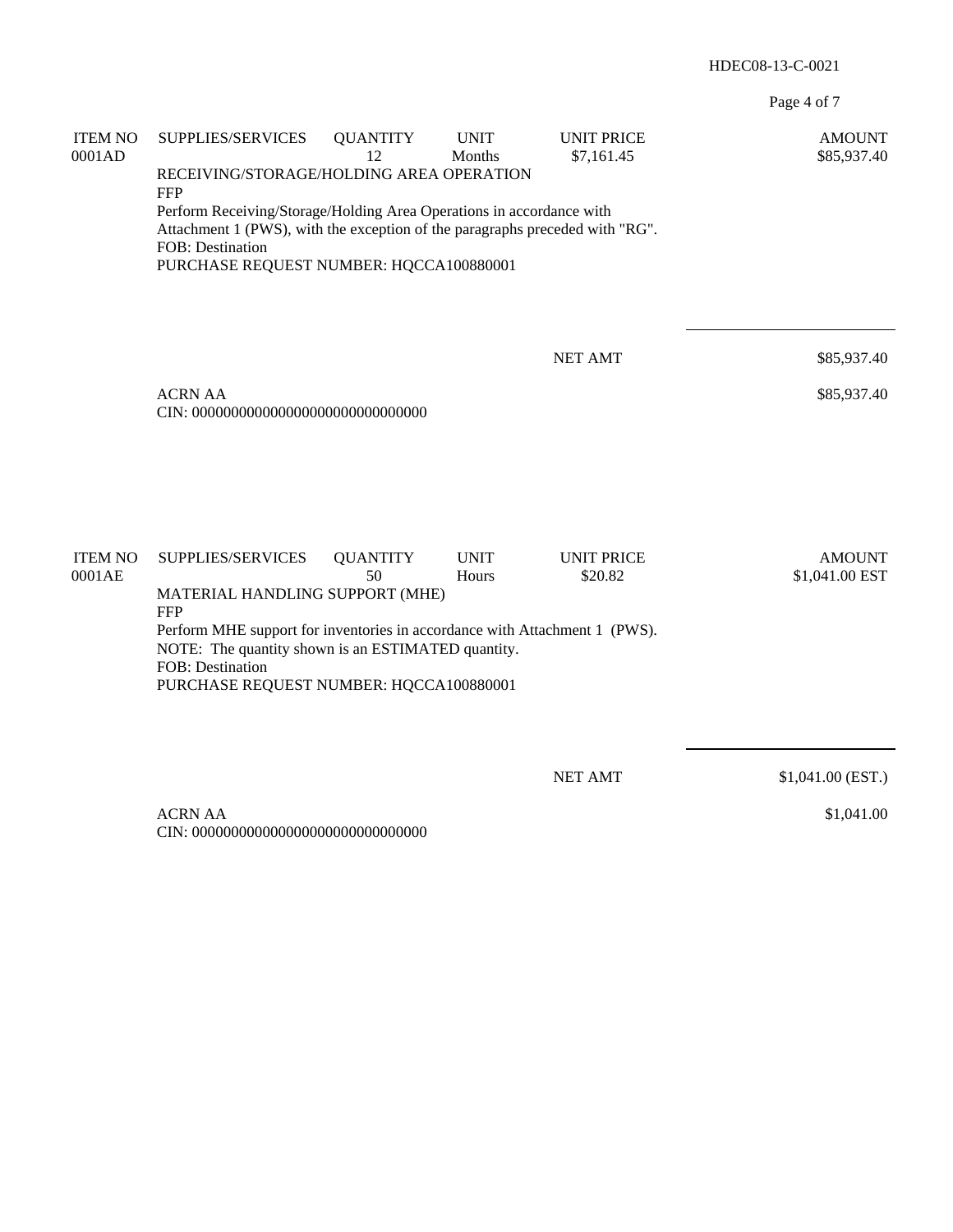| ITEM NO | SUPPLIES/SERVICES | QUANTITY | UNIT | UNIT PRICE | AMOUNT |
|---|---|---|---|---|---|
| 0001AD | | 12 | Months | $7,161.45 | $85,937.40 |

RECEIVING/STORAGE/HOLDING AREA OPERATION
FFP
Perform Receiving/Storage/Holding Area Operations in accordance with Attachment 1 (PWS), with the exception of the paragraphs preceded with "RG".
FOB: Destination
PURCHASE REQUEST NUMBER: HQCCA100880001

NET AMT $85,937.40

ACRN AA $85,937.40
CIN: 000000000000000000000000000000

| ITEM NO | SUPPLIES/SERVICES | QUANTITY | UNIT | UNIT PRICE | AMOUNT |
|---|---|---|---|---|---|
| 0001AE | | 50 | Hours | $20.82 | $1,041.00 EST |

MATERIAL HANDLING SUPPORT (MHE)
FFP
Perform MHE support for inventories in accordance with Attachment 1 (PWS).
NOTE: The quantity shown is an ESTIMATED quantity.
FOB: Destination
PURCHASE REQUEST NUMBER: HQCCA100880001

NET AMT $1,041.00 (EST.)

ACRN AA $1,041.00
CIN: 000000000000000000000000000000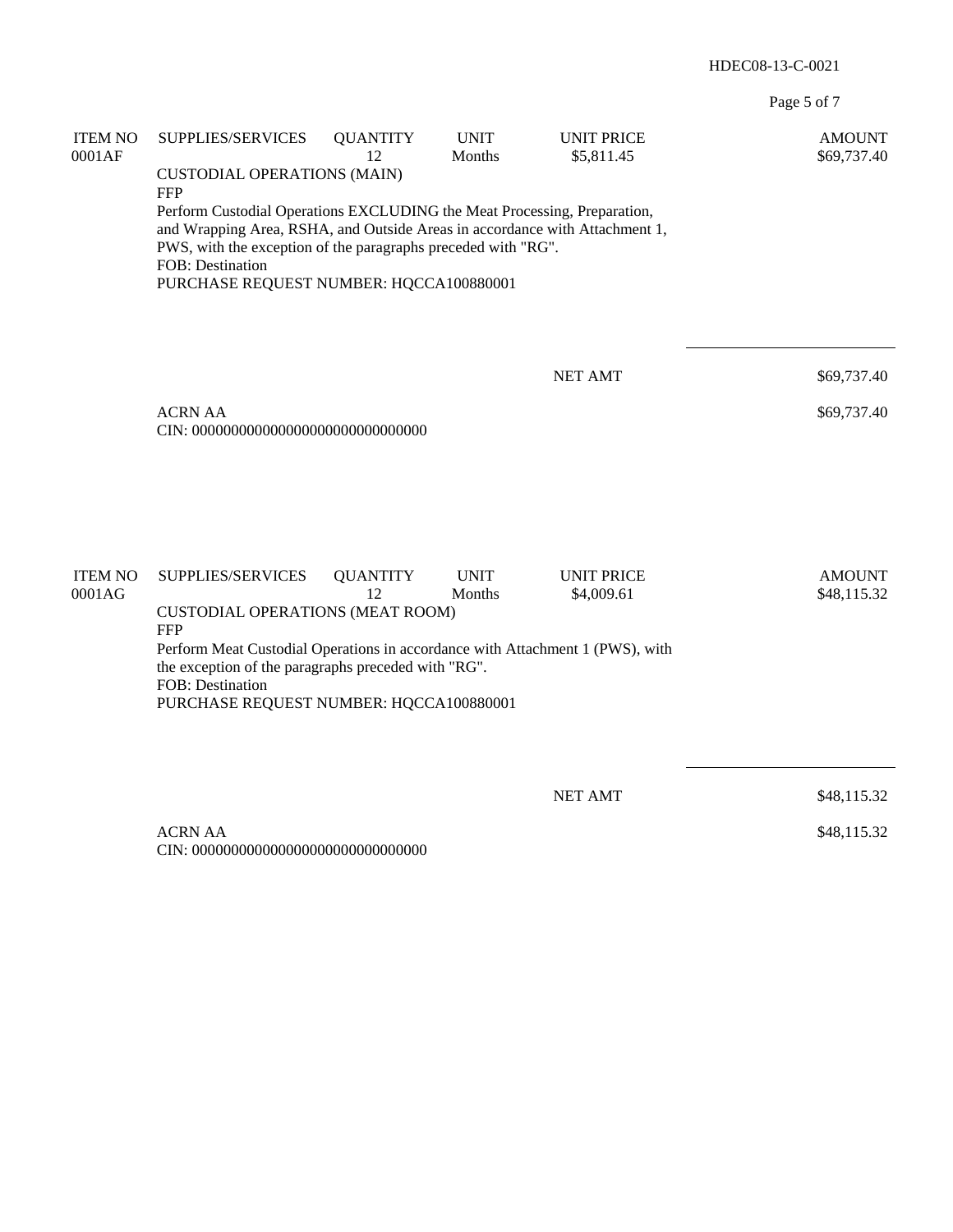| ITEM NO | SUPPLIES/SERVICES | QUANTITY | UNIT | UNIT PRICE | AMOUNT |
| --- | --- | --- | --- | --- | --- |
| 0001AF | | 12 | Months | $5,811.45 | $69,737.40 |

CUSTODIAL OPERATIONS (MAIN)
FFP
Perform Custodial Operations EXCLUDING the Meat Processing, Preparation, and Wrapping Area, RSHA, and Outside Areas in accordance with Attachment 1, PWS, with the exception of the paragraphs preceded with "RG".
FOB: Destination
PURCHASE REQUEST NUMBER: HQCCA100880001

NET AMT $69,737.40

ACRN AA $69,737.40
CIN: 000000000000000000000000000000

| ITEM NO | SUPPLIES/SERVICES | QUANTITY | UNIT | UNIT PRICE | AMOUNT |
| --- | --- | --- | --- | --- | --- |
| 0001AG | | 12 | Months | $4,009.61 | $48,115.32 |

CUSTODIAL OPERATIONS (MEAT ROOM)
FFP
Perform Meat Custodial Operations in accordance with Attachment 1 (PWS), with the exception of the paragraphs preceded with "RG".
FOB: Destination
PURCHASE REQUEST NUMBER: HQCCA100880001

NET AMT $48,115.32

ACRN AA $48,115.32
CIN: 000000000000000000000000000000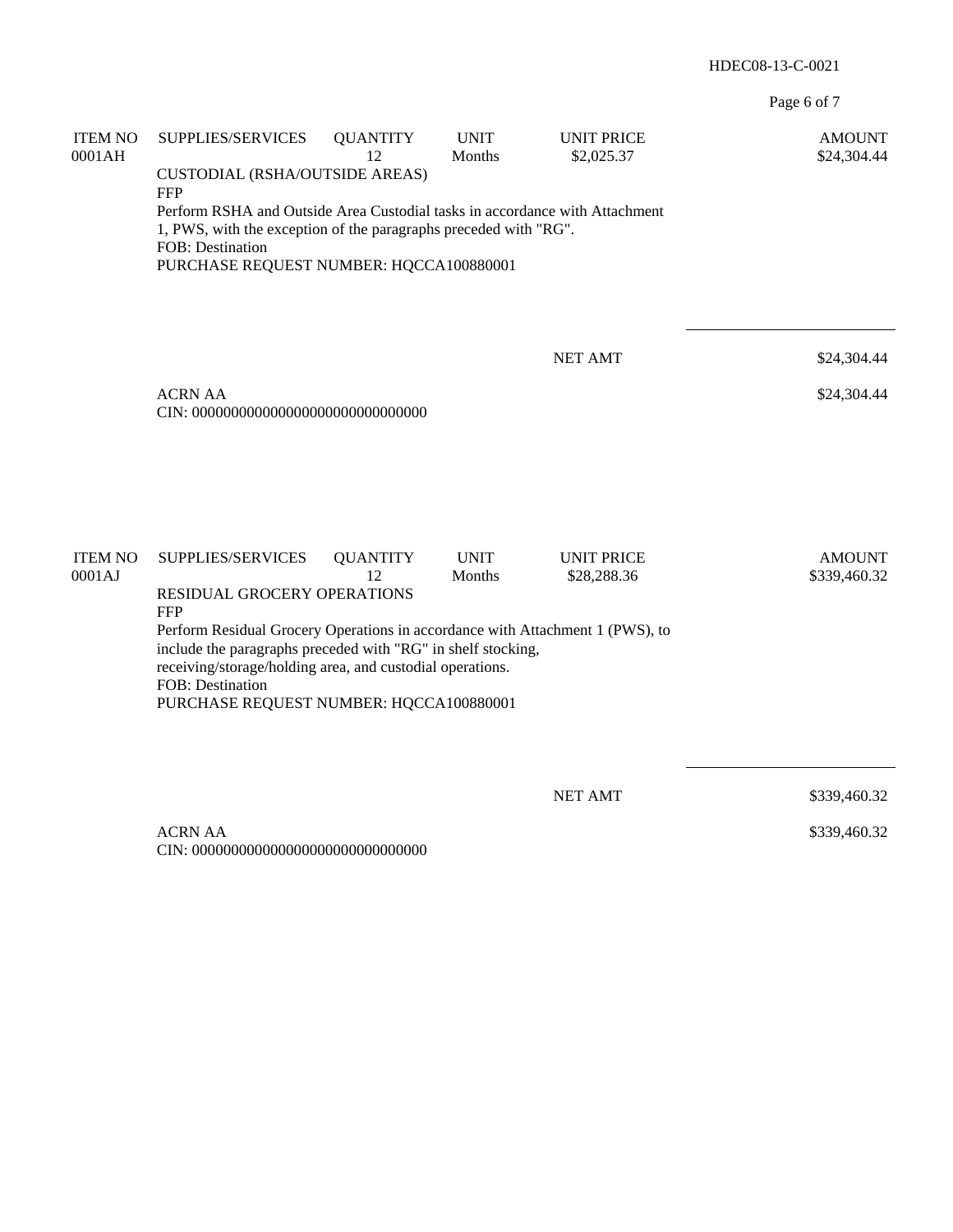| ITEM NO | SUPPLIES/SERVICES | QUANTITY | UNIT | UNIT PRICE | AMOUNT |
|---|---|---|---|---|---|
| 0001AH | | 12 | Months | $2,025.37 | $24,304.44 |

CUSTODIAL (RSHA/OUTSIDE AREAS)
FFP
Perform RSHA and Outside Area Custodial tasks in accordance with Attachment 1, PWS, with the exception of the paragraphs preceded with "RG".
FOB: Destination
PURCHASE REQUEST NUMBER: HQCCA100880001

NET AMT $24,304.44

ACRN AA $24,304.44
CIN: 000000000000000000000000000000

| ITEM NO | SUPPLIES/SERVICES | QUANTITY | UNIT | UNIT PRICE | AMOUNT |
|---|---|---|---|---|---|
| 0001AJ | | 12 | Months | $28,288.36 | $339,460.32 |

RESIDUAL GROCERY OPERATIONS
FFP
Perform Residual Grocery Operations in accordance with Attachment 1 (PWS), to include the paragraphs preceded with "RG" in shelf stocking, receiving/storage/holding area, and custodial operations.
FOB: Destination
PURCHASE REQUEST NUMBER: HQCCA100880001

NET AMT $339,460.32

ACRN AA $339,460.32
CIN: 000000000000000000000000000000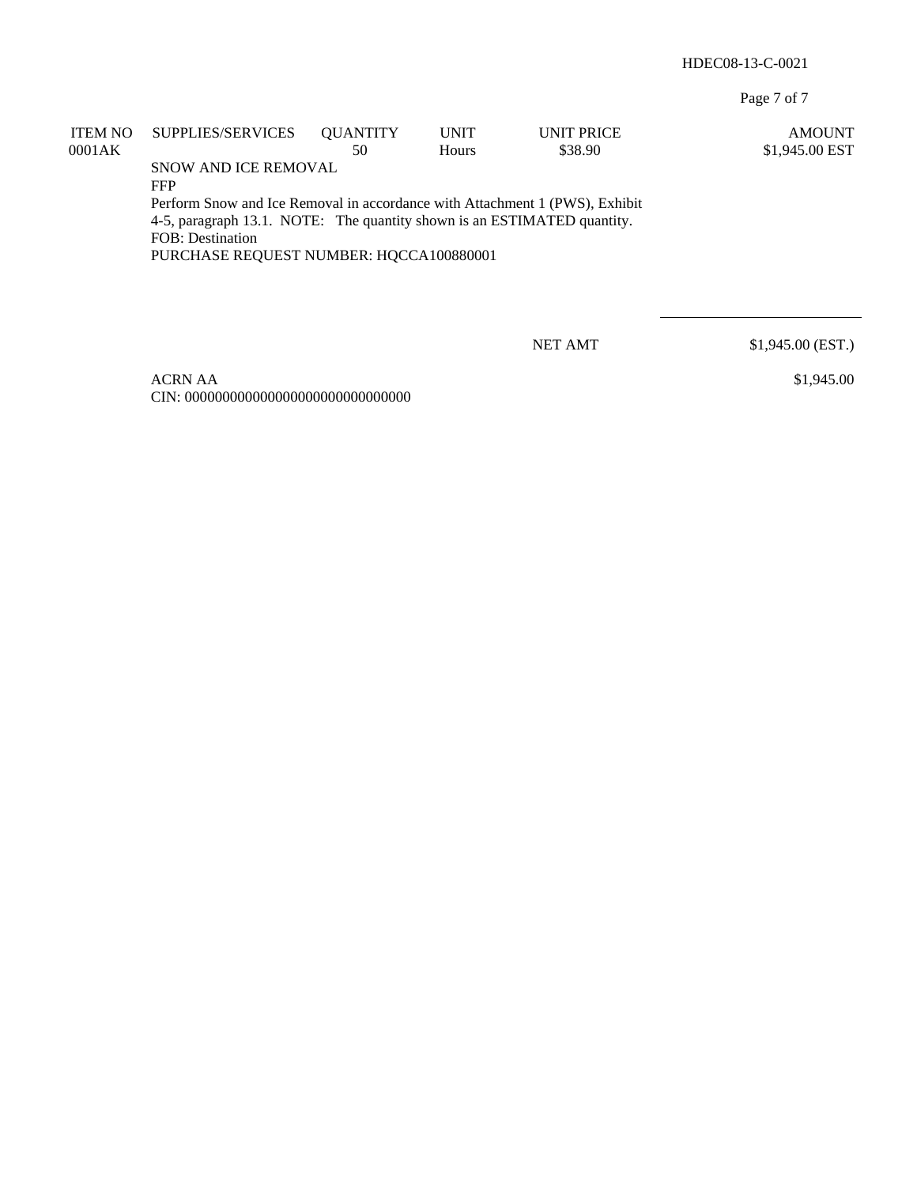| ITEM NO | SUPPLIES/SERVICES | QUANTITY | UNIT | UNIT PRICE | AMOUNT |
|---|---|---|---|---|---|
| 0001AK | | 50 | Hours | $38.90 | $1,945.00 EST |

SNOW AND ICE REMOVAL
FFP
Perform Snow and Ice Removal in accordance with Attachment 1 (PWS), Exhibit 4-5, paragraph 13.1. NOTE: The quantity shown is an ESTIMATED quantity.
FOB: Destination
PURCHASE REQUEST NUMBER: HQCCA100880001

NET AMT $1,945.00 (EST.)

ACRN AA $1,945.00
CIN: 000000000000000000000000000000